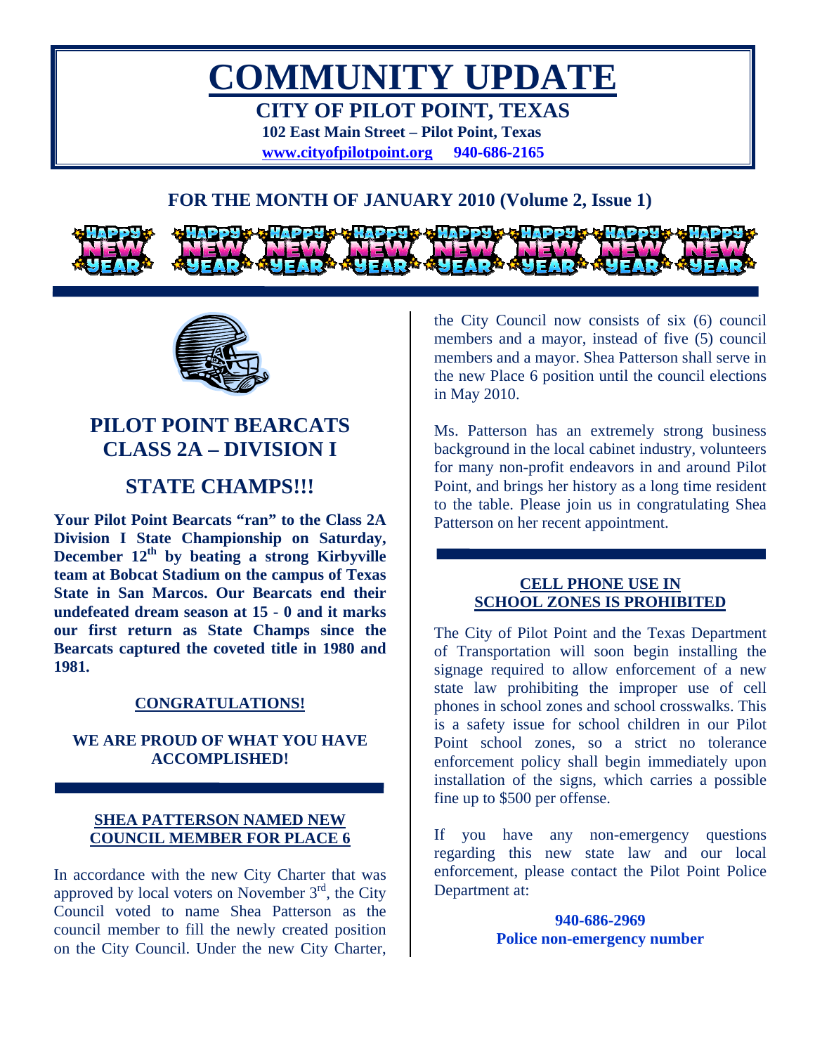# COMMUNITY UPDATE

## CITY OF PILOT POINT, TEXAS

**102 East Main Street – Pilot Point, Texas**

**www.cityofpilotpoint.org 940-686-2165**

## FOR THE MONTH OF JANUARY 2010 (Volume 2, Issue 1)

## PILOT POINT BEARCATS CLASS 2A – DIVISION I

## STATE CHAMPS!!!

**Your Pilot Point Bearcats "ran" to the Class 2A Division I State Championship on Saturday, December 12th by beating a strong Kirbyville team at Bobcat Stadium on the campus of Texas State in San Marcos. Our Bearcats end their undefeated dream season at 15 - 0 and it marks our first return as State Champs since the Bearcats captured the coveted title in 1980 and 1981.**

**CONGRATULATIONS!**

**WE ARE PROUD OF WHAT YOU HAVE ACCOMPLISHED!**

### SHEA PATTERSON NAMED NEW COUNCIL MEMBER FOR PLACE 6

In accordance with the new City Charter that was approved by local voters on November 3rd, the City Council voted to name Shea Patterson as the council member to fill the newly created position on the City Council. Under the new City Charter, the City Council now consists of six (6) council members and a mayor, instead of five (5) council members and a mayor. Shea Patterson shall serve in the new Place 6 position until the council elections in May 2010.

Ms. Patterson has an extremely strong business background in the local cabinet industry, volunteers for many non-profit endeavors in and around Pilot Point, and brings her history as a long time resident to the table. Please join us in congratulating Shea Patterson on her recent appointment.

### CELL PHONE USE IN SCHOOL ZONES IS PROHIBITED

The City of Pilot Point and the Texas Department of Transportation will soon begin installing the signage required to allow enforcement of a new state law prohibiting the improper use of cell phones in school zones and school crosswalks. This is a safety issue for school children in our Pilot Point school zones, so a strict no tolerance enforcement policy shall begin immediately upon installation of the signs, which carries a possible fine up to $500 per offense.

If you have any non-emergency questions regarding this new state law and our local enforcement, please contact the Pilot Point Police Department at:

**940-686-2969**
**Police non-emergency number**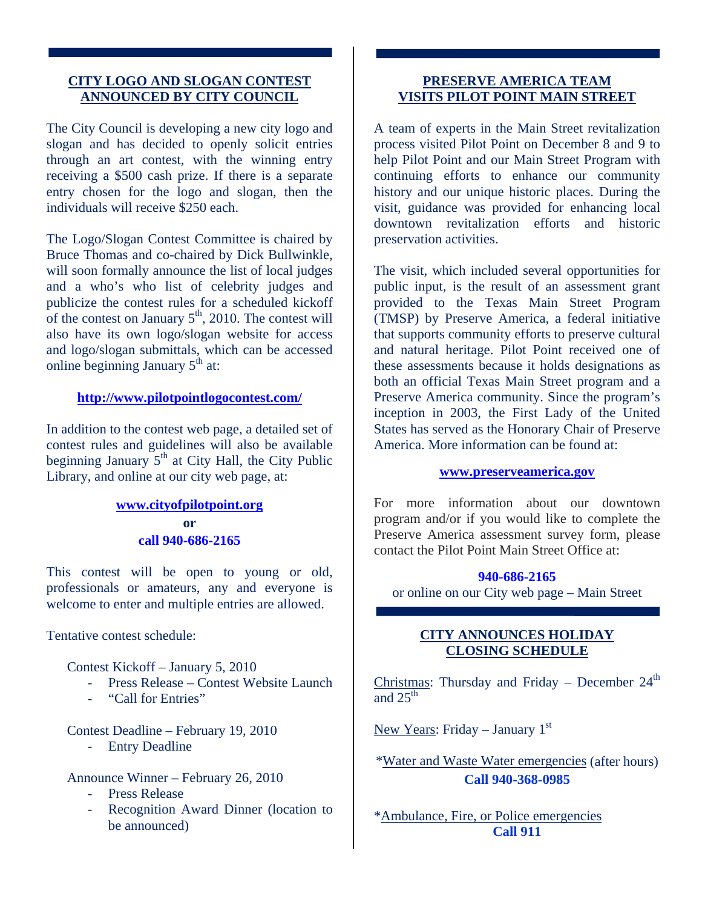## CITY LOGO AND SLOGAN CONTEST ANNOUNCED BY CITY COUNCIL

The City Council is developing a new city logo and slogan and has decided to openly solicit entries through an art contest, with the winning entry receiving a $500 cash prize. If there is a separate entry chosen for the logo and slogan, then the individuals will receive $250 each.

The Logo/Slogan Contest Committee is chaired by Bruce Thomas and co-chaired by Dick Bullwinkle, will soon formally announce the list of local judges and a who's who list of celebrity judges and publicize the contest rules for a scheduled kickoff of the contest on January 5th, 2010. The contest will also have its own logo/slogan website for access and logo/slogan submittals, which can be accessed online beginning January 5th at:

**http://www.pilotpointlogocontest.com/**

In addition to the contest web page, a detailed set of contest rules and guidelines will also be available beginning January 5th at City Hall, the City Public Library, and online at our city web page, at:

**www.cityofpilotpoint.org**
**or**
**call 940-686-2165**

This contest will be open to young or old, professionals or amateurs, any and everyone is welcome to enter and multiple entries are allowed.

Tentative contest schedule:

Contest Kickoff – January 5, 2010
- Press Release – Contest Website Launch
- "Call for Entries"

Contest Deadline – February 19, 2010
- Entry Deadline

Announce Winner – February 26, 2010
- Press Release
- Recognition Award Dinner (location to be announced)

## PRESERVE AMERICA TEAM VISITS PILOT POINT MAIN STREET

A team of experts in the Main Street revitalization process visited Pilot Point on December 8 and 9 to help Pilot Point and our Main Street Program with continuing efforts to enhance our community history and our unique historic places. During the visit, guidance was provided for enhancing local downtown revitalization efforts and historic preservation activities.

The visit, which included several opportunities for public input, is the result of an assessment grant provided to the Texas Main Street Program (TMSP) by Preserve America, a federal initiative that supports community efforts to preserve cultural and natural heritage. Pilot Point received one of these assessments because it holds designations as both an official Texas Main Street program and a Preserve America community. Since the program's inception in 2003, the First Lady of the United States has served as the Honorary Chair of Preserve America. More information can be found at:

**www.preserveamerica.gov**

For more information about our downtown program and/or if you would like to complete the Preserve America assessment survey form, please contact the Pilot Point Main Street Office at:

**940-686-2165**
or online on our City web page – Main Street

## CITY ANNOUNCES HOLIDAY CLOSING SCHEDULE

Christmas: Thursday and Friday – December 24th and 25th

New Years: Friday – January 1st

*Water and Waste Water emergencies (after hours)
**Call 940-368-0985**

*Ambulance, Fire, or Police emergencies
**Call 911**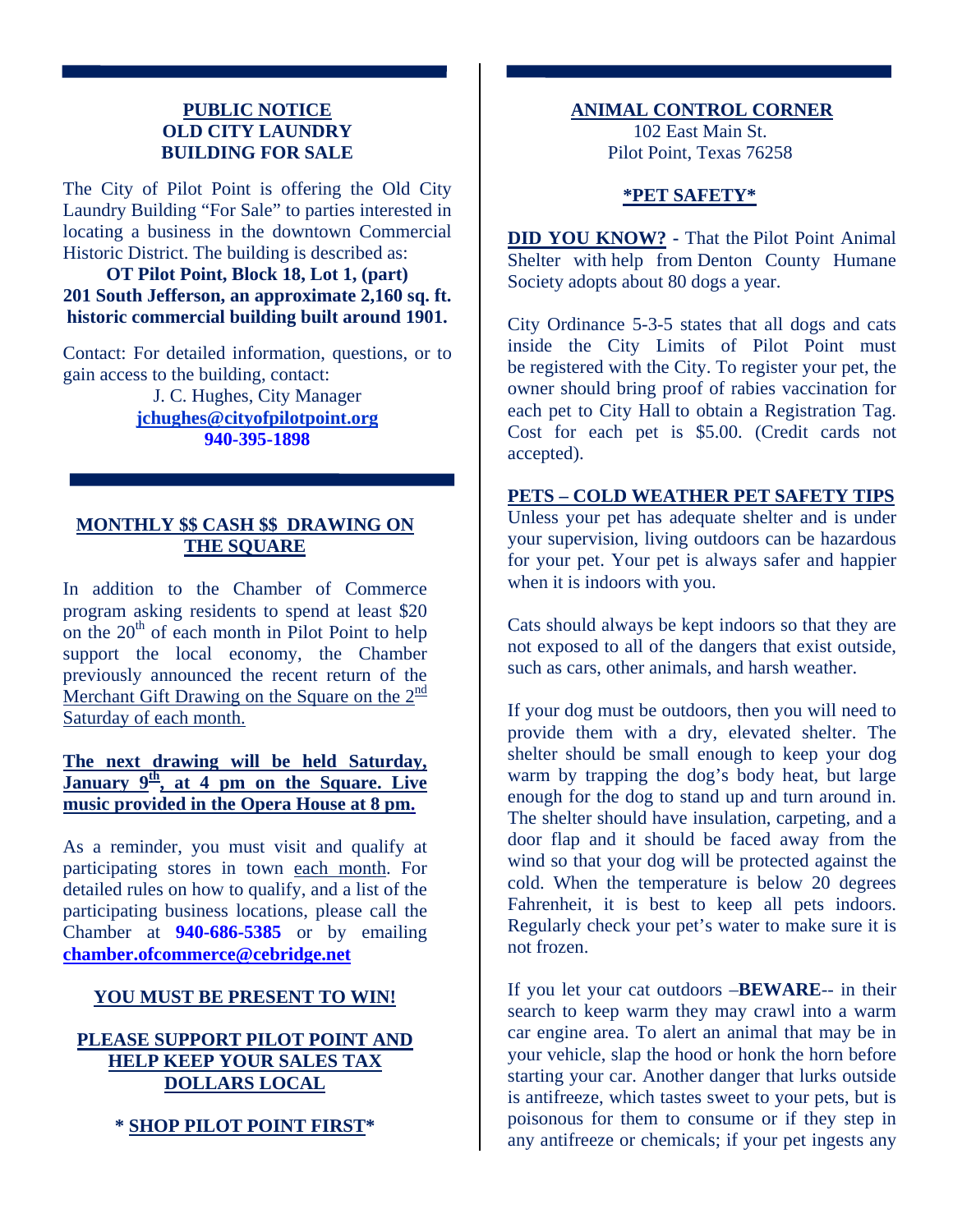## PUBLIC NOTICE
## OLD CITY LAUNDRY BUILDING FOR SALE

The City of Pilot Point is offering the Old City Laundry Building "For Sale" to parties interested in locating a business in the downtown Commercial Historic District. The building is described as:

**OT Pilot Point, Block 18, Lot 1, (part)**
**201 South Jefferson, an approximate 2,160 sq. ft. historic commercial building built around 1901.**

Contact: For detailed information, questions, or to gain access to the building, contact:

J. C. Hughes, City Manager
**jchughes@cityofpilotpoint.org**
**940-395-1898**

## MONTHLY $$ CASH $$ DRAWING ON THE SQUARE

In addition to the Chamber of Commerce program asking residents to spend at least $20 on the 20th of each month in Pilot Point to help support the local economy, the Chamber previously announced the recent return of the Merchant Gift Drawing on the Square on the 2nd Saturday of each month.

**The next drawing will be held Saturday, January 9th, at 4 pm on the Square. Live music provided in the Opera House at 8 pm.**

As a reminder, you must visit and qualify at participating stores in town each month. For detailed rules on how to qualify, and a list of the participating business locations, please call the Chamber at **940-686-5385** or by emailing **chamber.ofcommerce@cebridge.net**

**YOU MUST BE PRESENT TO WIN!**

**PLEASE SUPPORT PILOT POINT AND HELP KEEP YOUR SALES TAX DOLLARS LOCAL**

**\* SHOP PILOT POINT FIRST\***

## ANIMAL CONTROL CORNER

102 East Main St.
Pilot Point, Texas 76258

### *PET SAFETY*

**DID YOU KNOW? -** That the Pilot Point Animal Shelter with help from Denton County Humane Society adopts about 80 dogs a year.

City Ordinance 5-3-5 states that all dogs and cats inside the City Limits of Pilot Point must be registered with the City. To register your pet, the owner should bring proof of rabies vaccination for each pet to City Hall to obtain a Registration Tag. Cost for each pet is $5.00. (Credit cards not accepted).

**PETS – COLD WEATHER PET SAFETY TIPS**

Unless your pet has adequate shelter and is under your supervision, living outdoors can be hazardous for your pet. Your pet is always safer and happier when it is indoors with you.

Cats should always be kept indoors so that they are not exposed to all of the dangers that exist outside, such as cars, other animals, and harsh weather.

If your dog must be outdoors, then you will need to provide them with a dry, elevated shelter. The shelter should be small enough to keep your dog warm by trapping the dog's body heat, but large enough for the dog to stand up and turn around in. The shelter should have insulation, carpeting, and a door flap and it should be faced away from the wind so that your dog will be protected against the cold. When the temperature is below 20 degrees Fahrenheit, it is best to keep all pets indoors. Regularly check your pet's water to make sure it is not frozen.

If you let your cat outdoors –**BEWARE**-- in their search to keep warm they may crawl into a warm car engine area. To alert an animal that may be in your vehicle, slap the hood or honk the horn before starting your car. Another danger that lurks outside is antifreeze, which tastes sweet to your pets, but is poisonous for them to consume or if they step in any antifreeze or chemicals; if your pet ingests any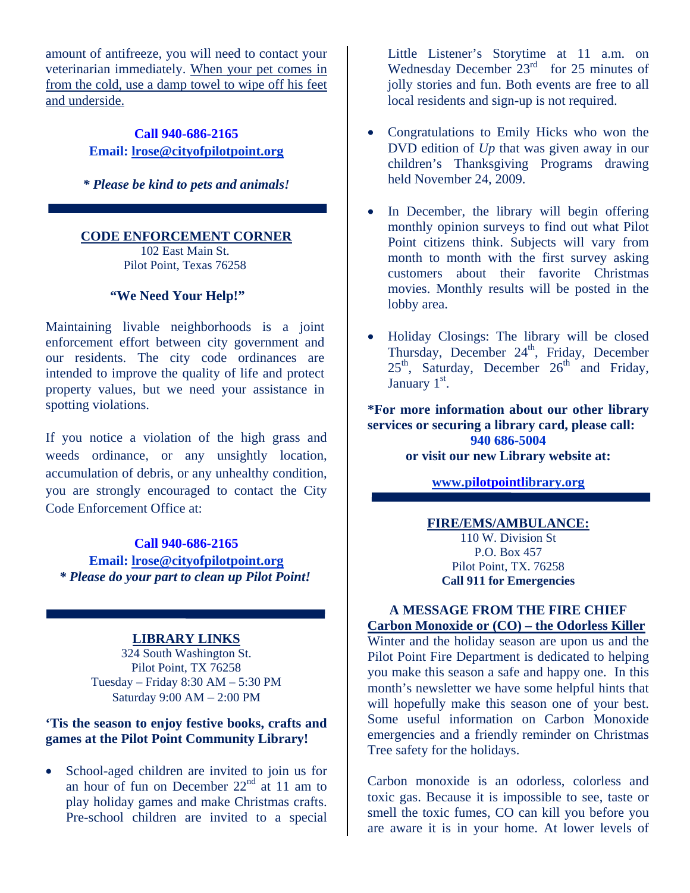amount of antifreeze, you will need to contact your veterinarian immediately. When your pet comes in from the cold, use a damp towel to wipe off his feet and underside.

**Call 940-686-2165**
**Email: lrose@cityofpilotpoint.org**

***\* Please be kind to pets and animals!***

---

## CODE ENFORCEMENT CORNER

102 East Main St.
Pilot Point, Texas 76258

**"We Need Your Help!"**

Maintaining livable neighborhoods is a joint enforcement effort between city government and our residents. The city code ordinances are intended to improve the quality of life and protect property values, but we need your assistance in spotting violations.

If you notice a violation of the high grass and weeds ordinance, or any unsightly location, accumulation of debris, or any unhealthy condition, you are strongly encouraged to contact the City Code Enforcement Office at:

**Call 940-686-2165**
**Email: lrose@cityofpilotpoint.org**
***\* Please do your part to clean up Pilot Point!***

---

## LIBRARY LINKS

324 South Washington St.
Pilot Point, TX 76258
Tuesday – Friday 8:30 AM – 5:30 PM
Saturday 9:00 AM – 2:00 PM

**'Tis the season to enjoy festive books, crafts and games at the Pilot Point Community Library!**

- School-aged children are invited to join us for an hour of fun on December 22nd at 11 am to play holiday games and make Christmas crafts. Pre-school children are invited to a special Little Listener's Storytime at 11 a.m. on Wednesday December 23rd for 25 minutes of jolly stories and fun. Both events are free to all local residents and sign-up is not required.
- Congratulations to Emily Hicks who won the DVD edition of *Up* that was given away in our children's Thanksgiving Programs drawing held November 24, 2009.
- In December, the library will begin offering monthly opinion surveys to find out what Pilot Point citizens think. Subjects will vary from month to month with the first survey asking customers about their favorite Christmas movies. Monthly results will be posted in the lobby area.
- Holiday Closings: The library will be closed Thursday, December 24th, Friday, December 25th, Saturday, December 26th and Friday, January 1st.

**\*For more information about our other library services or securing a library card, please call: 940 686-5004 or visit our new Library website at:**

**www.pilotpointlibrary.org**

---

## FIRE/EMS/AMBULANCE:

110 W. Division St
P.O. Box 457
Pilot Point, TX. 76258
**Call 911 for Emergencies**

### A MESSAGE FROM THE FIRE CHIEF

**Carbon Monoxide or (CO) – the Odorless Killer**

Winter and the holiday season are upon us and the Pilot Point Fire Department is dedicated to helping you make this season a safe and happy one. In this month's newsletter we have some helpful hints that will hopefully make this season one of your best. Some useful information on Carbon Monoxide emergencies and a friendly reminder on Christmas Tree safety for the holidays.

Carbon monoxide is an odorless, colorless and toxic gas. Because it is impossible to see, taste or smell the toxic fumes, CO can kill you before you are aware it is in your home. At lower levels of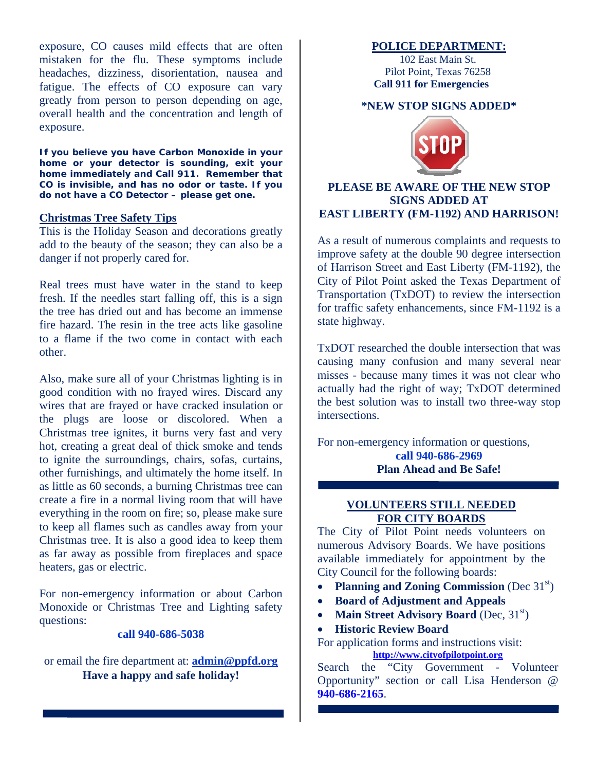exposure, CO causes mild effects that are often mistaken for the flu. These symptoms include headaches, dizziness, disorientation, nausea and fatigue. The effects of CO exposure can vary greatly from person to person depending on age, overall health and the concentration and length of exposure.

**If you believe you have Carbon Monoxide in your home or your detector is sounding, exit your home immediately and Call 911. Remember that CO is invisible, and has no odor or taste. If you do not have a CO Detector – please get one.**

## Christmas Tree Safety Tips

This is the Holiday Season and decorations greatly add to the beauty of the season; they can also be a danger if not properly cared for.

Real trees must have water in the stand to keep fresh. If the needles start falling off, this is a sign the tree has dried out and has become an immense fire hazard. The resin in the tree acts like gasoline to a flame if the two come in contact with each other.

Also, make sure all of your Christmas lighting is in good condition with no frayed wires. Discard any wires that are frayed or have cracked insulation or the plugs are loose or discolored. When a Christmas tree ignites, it burns very fast and very hot, creating a great deal of thick smoke and tends to ignite the surroundings, chairs, sofas, curtains, other furnishings, and ultimately the home itself. In as little as 60 seconds, a burning Christmas tree can create a fire in a normal living room that will have everything in the room on fire; so, please make sure to keep all flames such as candles away from your Christmas tree. It is also a good idea to keep them as far away as possible from fireplaces and space heaters, gas or electric.

For non-emergency information or about Carbon Monoxide or Christmas Tree and Lighting safety questions:

**call 940-686-5038**

or email the fire department at: **admin@ppfd.org**

**Have a happy and safe holiday!**

## POLICE DEPARTMENT:

102 East Main St.
Pilot Point, Texas 76258
**Call 911 for Emergencies**

**\*NEW STOP SIGNS ADDED\***

**PLEASE BE AWARE OF THE NEW STOP SIGNS ADDED AT EAST LIBERTY (FM-1192) AND HARRISON!**

As a result of numerous complaints and requests to improve safety at the double 90 degree intersection of Harrison Street and East Liberty (FM-1192), the City of Pilot Point asked the Texas Department of Transportation (TxDOT) to review the intersection for traffic safety enhancements, since FM-1192 is a state highway.

TxDOT researched the double intersection that was causing many confusion and many several near misses - because many times it was not clear who actually had the right of way; TxDOT determined the best solution was to install two three-way stop intersections.

For non-emergency information or questions,

**call 940-686-2969**

**Plan Ahead and Be Safe!**

## VOLUNTEERS STILL NEEDED FOR CITY BOARDS

The City of Pilot Point needs volunteers on numerous Advisory Boards. We have positions available immediately for appointment by the City Council for the following boards:

- **Planning and Zoning Commission** (Dec 31st)
- **Board of Adjustment and Appeals**
- **Main Street Advisory Board** (Dec, 31st)
- **Historic Review Board**

For application forms and instructions visit:

**http://www.cityofpilotpoint.org**

Search the "City Government - Volunteer Opportunity" section or call Lisa Henderson @ **940-686-2165**.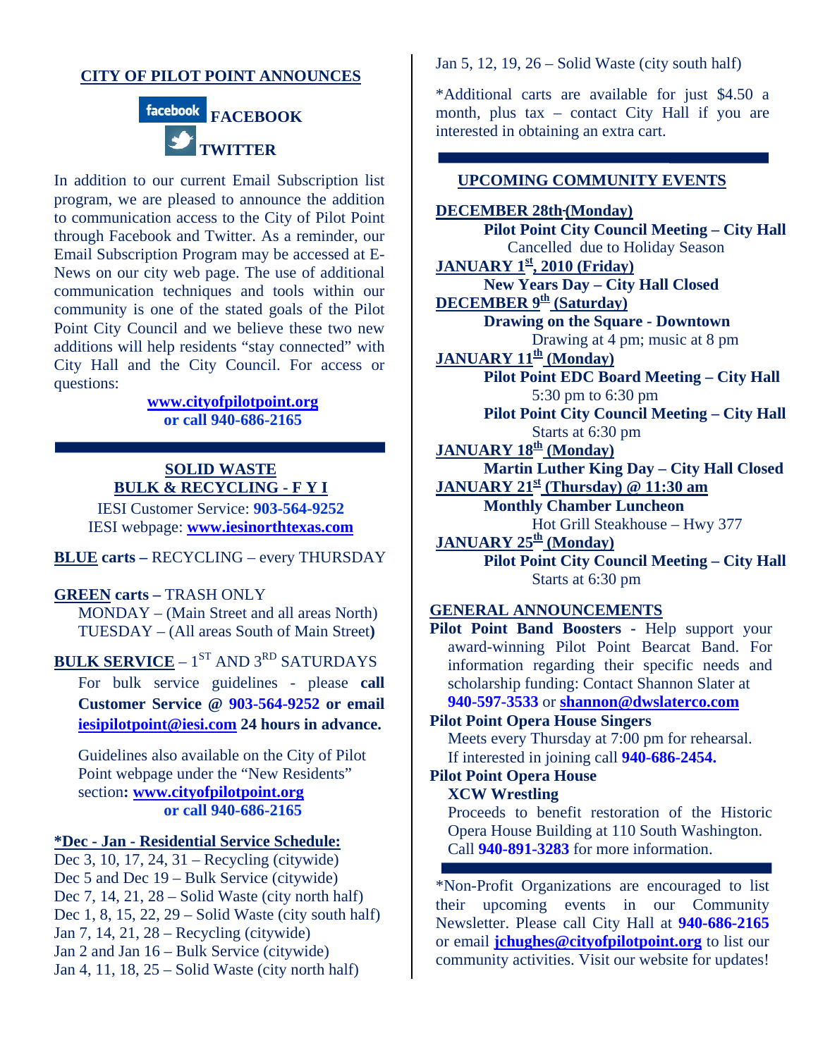## CITY OF PILOT POINT ANNOUNCES

**FACEBOOK**

**TWITTER**

In addition to our current Email Subscription list program, we are pleased to announce the addition to communication access to the City of Pilot Point through Facebook and Twitter. As a reminder, our Email Subscription Program may be accessed at E-News on our city web page. The use of additional communication techniques and tools within our community is one of the stated goals of the Pilot Point City Council and we believe these two new additions will help residents "stay connected" with City Hall and the City Council. For access or questions:

**www.cityofpilotpoint.org**
**or call 940-686-2165**

## SOLID WASTE
## BULK & RECYCLING - F Y I

IESI Customer Service: **903-564-9252**
IESI webpage: **www.iesinorthtexas.com**

**BLUE carts –** RECYCLING – every THURSDAY

**GREEN carts –** TRASH ONLY
MONDAY – (Main Street and all areas North)
TUESDAY – (All areas South of Main Street**)**

**BULK SERVICE** – 1ST AND 3RD SATURDAYS

For bulk service guidelines - please **call Customer Service @ 903-564-9252 or email iesipilotpoint@iesi.com 24 hours in advance.**

Guidelines also available on the City of Pilot Point webpage under the "New Residents" section**: www.cityofpilotpoint.org**
**or call 940-686-2165**

**\*Dec - Jan - Residential Service Schedule:**

Dec 3, 10, 17, 24, 31 – Recycling (citywide)
Dec 5 and Dec 19 – Bulk Service (citywide)
Dec 7, 14, 21, 28 – Solid Waste (city north half)
Dec 1, 8, 15, 22, 29 – Solid Waste (city south half)
Jan 7, 14, 21, 28 – Recycling (citywide)
Jan 2 and Jan 16 – Bulk Service (citywide)
Jan 4, 11, 18, 25 – Solid Waste (city north half)
Jan 5, 12, 19, 26 – Solid Waste (city south half)

\*Additional carts are available for just $4.50 a month, plus tax – contact City Hall if you are interested in obtaining an extra cart.

## UPCOMING COMMUNITY EVENTS

**DECEMBER 28th (Monday)**
**Pilot Point City Council Meeting – City Hall**
Cancelled due to Holiday Season

**JANUARY 1st, 2010 (Friday)**
**New Years Day – City Hall Closed**

**DECEMBER 9th (Saturday)**
**Drawing on the Square - Downtown**
Drawing at 4 pm; music at 8 pm

**JANUARY 11th (Monday)**
**Pilot Point EDC Board Meeting – City Hall**
5:30 pm to 6:30 pm
**Pilot Point City Council Meeting – City Hall**
Starts at 6:30 pm

**JANUARY 18th (Monday)**
**Martin Luther King Day – City Hall Closed**

**JANUARY 21st (Thursday) @ 11:30 am**
**Monthly Chamber Luncheon**
Hot Grill Steakhouse – Hwy 377

**JANUARY 25th (Monday)**
**Pilot Point City Council Meeting – City Hall**
Starts at 6:30 pm

## GENERAL ANNOUNCEMENTS

**Pilot Point Band Boosters -** Help support your award-winning Pilot Point Bearcat Band. For information regarding their specific needs and scholarship funding: Contact Shannon Slater at **940-597-3533** or **shannon@dwslaterco.com**

**Pilot Point Opera House Singers**
Meets every Thursday at 7:00 pm for rehearsal. If interested in joining call **940-686-2454.**

**Pilot Point Opera House**
**XCW Wrestling**
Proceeds to benefit restoration of the Historic Opera House Building at 110 South Washington. Call **940-891-3283** for more information.

\*Non-Profit Organizations are encouraged to list their upcoming events in our Community Newsletter. Please call City Hall at **940-686-2165** or email **jchughes@cityofpilotpoint.org** to list our community activities. Visit our website for updates!